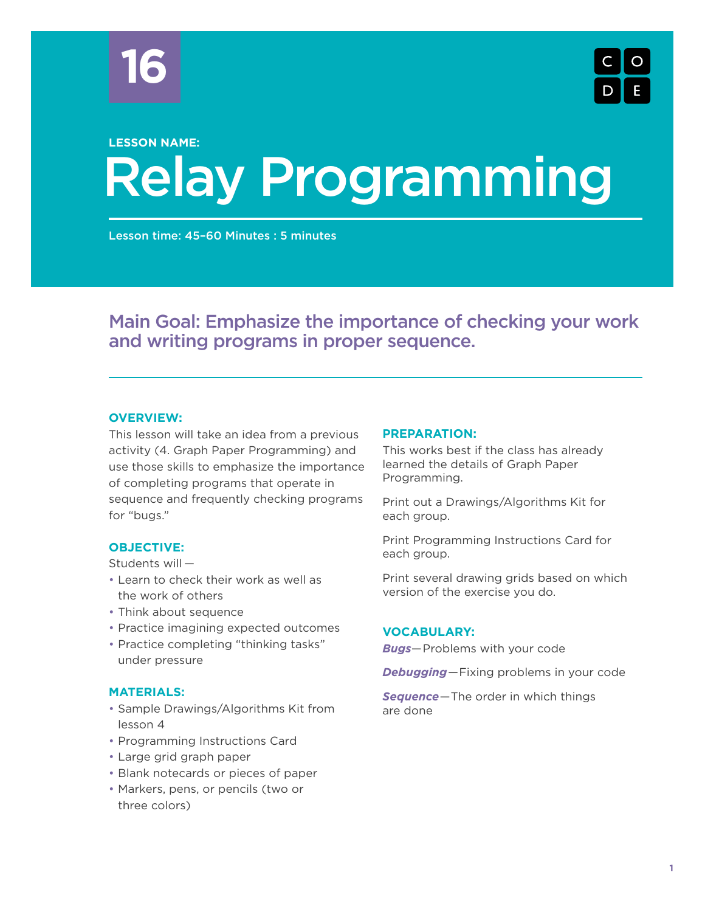16

LESSON NAME:

# Relay Programming

Lesson time: 45–60 Minutes : 5 minutes

## Main Goal: Emphasize the importance of checking your work and writing programs in proper sequence.

### OVERVIEW:

This lesson will take an idea from a previous activity (4. Graph Paper Programming) and use those skills to emphasize the importance of completing programs that operate in sequence and frequently checking programs for "bugs."

### OBJECTIVE:

Students will—

- Learn to check their work as well as the work of others
- Think about sequence
- Practice imagining expected outcomes
- Practice completing "thinking tasks" under pressure

### MATERIALS:

- Sample Drawings/Algorithms Kit from lesson 4
- Programming Instructions Card
- Large grid graph paper
- Blank notecards or pieces of paper
- Markers, pens, or pencils (two or three colors)

### PREPARATION:

This works best if the class has already learned the details of Graph Paper Programming.

Print out a Drawings/Algorithms Kit for each group.

Print Programming Instructions Card for each group.

Print several drawing grids based on which version of the exercise you do.

### VOCABULARY:

***Bugs***—Problems with your code

***Debugging***—Fixing problems in your code

***Sequence***—The order in which things are done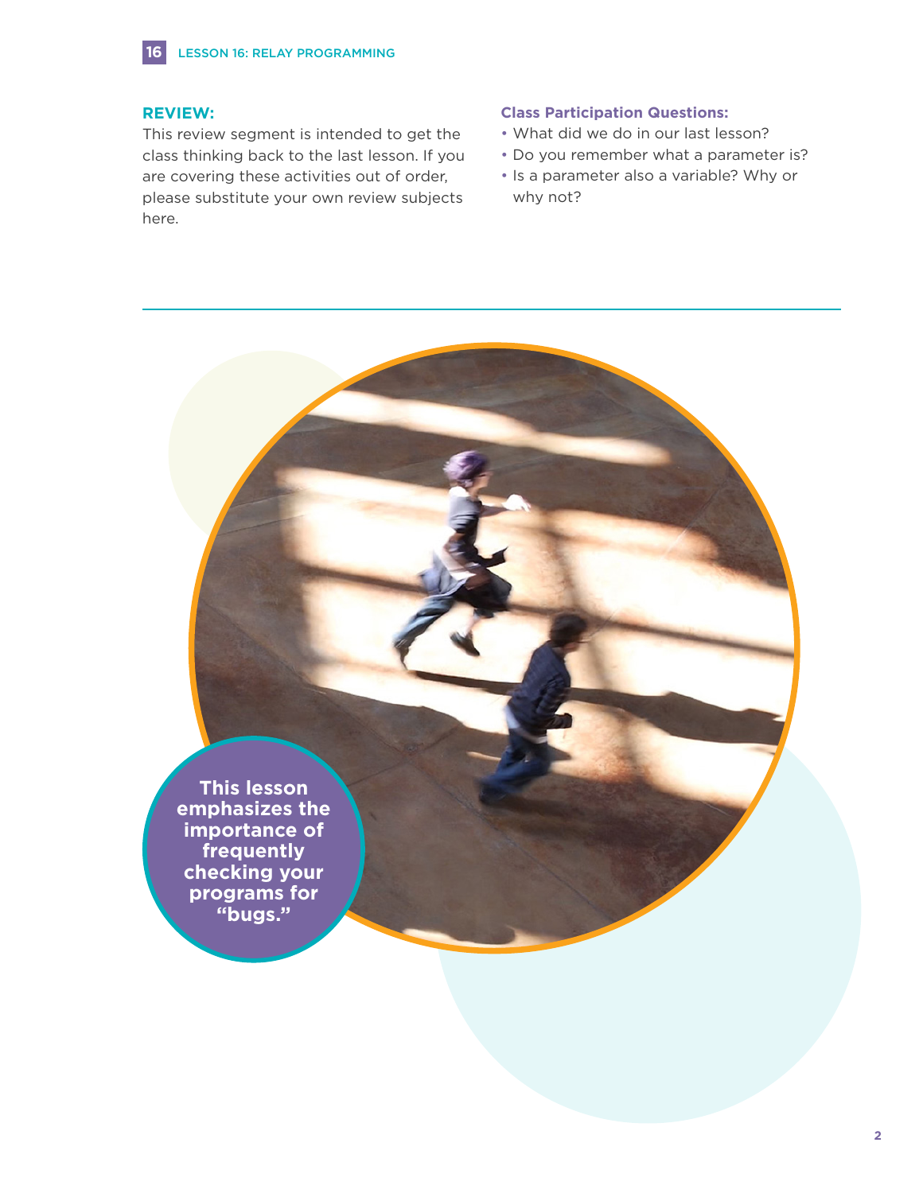## REVIEW:

This review segment is intended to get the class thinking back to the last lesson. If you are covering these activities out of order, please substitute your own review subjects here.

**Class Participation Questions:**

- What did we do in our last lesson?
- Do you remember what a parameter is?
- Is a parameter also a variable? Why or why not?

**This lesson emphasizes the importance of frequently checking your programs for "bugs."**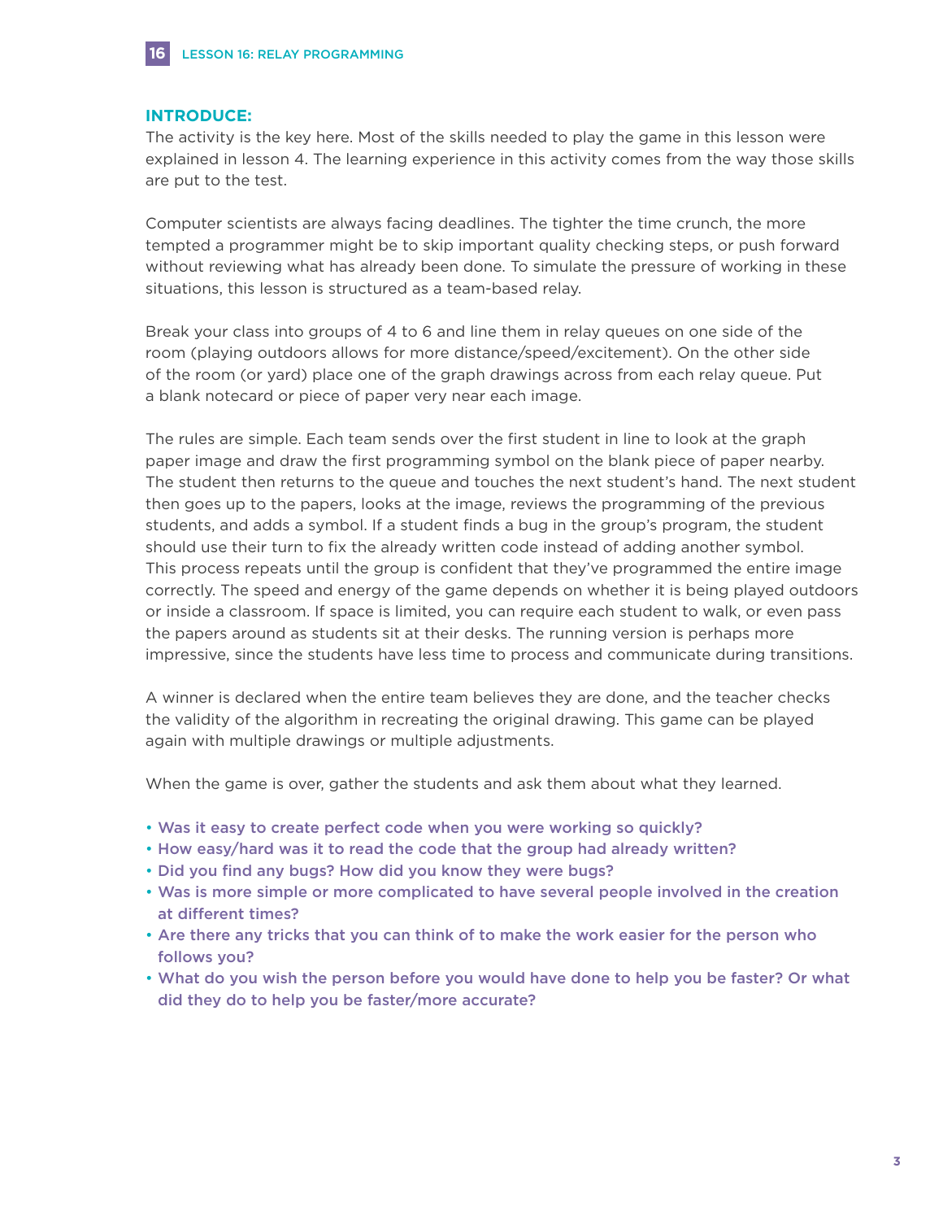## INTRODUCE:

The activity is the key here. Most of the skills needed to play the game in this lesson were explained in lesson 4. The learning experience in this activity comes from the way those skills are put to the test.

Computer scientists are always facing deadlines. The tighter the time crunch, the more tempted a programmer might be to skip important quality checking steps, or push forward without reviewing what has already been done. To simulate the pressure of working in these situations, this lesson is structured as a team-based relay.

Break your class into groups of 4 to 6 and line them in relay queues on one side of the room (playing outdoors allows for more distance/speed/excitement). On the other side of the room (or yard) place one of the graph drawings across from each relay queue. Put a blank notecard or piece of paper very near each image.

The rules are simple. Each team sends over the first student in line to look at the graph paper image and draw the first programming symbol on the blank piece of paper nearby. The student then returns to the queue and touches the next student's hand. The next student then goes up to the papers, looks at the image, reviews the programming of the previous students, and adds a symbol. If a student finds a bug in the group's program, the student should use their turn to fix the already written code instead of adding another symbol. This process repeats until the group is confident that they've programmed the entire image correctly. The speed and energy of the game depends on whether it is being played outdoors or inside a classroom. If space is limited, you can require each student to walk, or even pass the papers around as students sit at their desks. The running version is perhaps more impressive, since the students have less time to process and communicate during transitions.

A winner is declared when the entire team believes they are done, and the teacher checks the validity of the algorithm in recreating the original drawing. This game can be played again with multiple drawings or multiple adjustments.

When the game is over, gather the students and ask them about what they learned.

- **Was it easy to create perfect code when you were working so quickly?**
- **How easy/hard was it to read the code that the group had already written?**
- **Did you find any bugs? How did you know they were bugs?**
- **Was is more simple or more complicated to have several people involved in the creation at different times?**
- **Are there any tricks that you can think of to make the work easier for the person who follows you?**
- **What do you wish the person before you would have done to help you be faster? Or what did they do to help you be faster/more accurate?**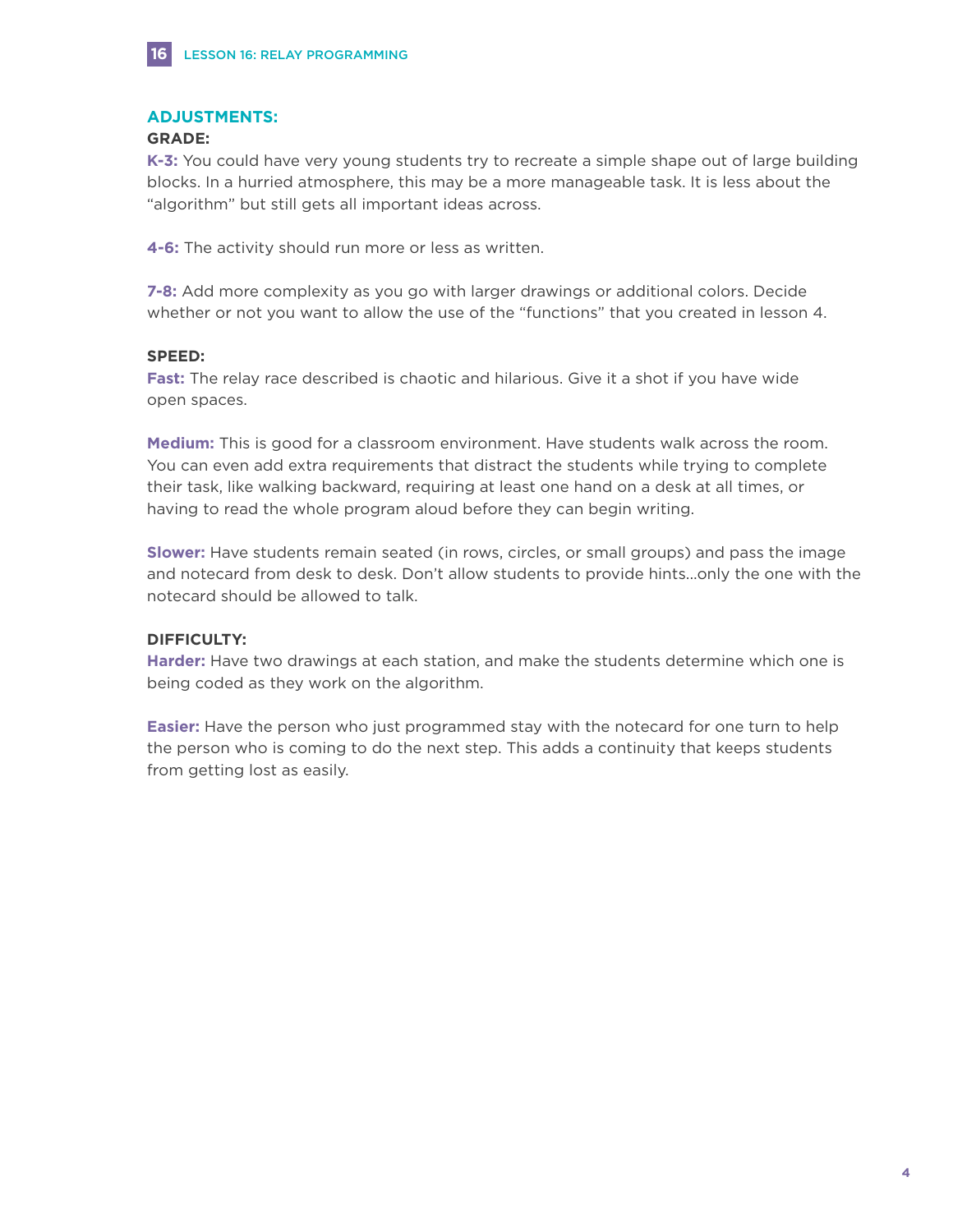## ADJUSTMENTS:

**GRADE:**

**K-3:** You could have very young students try to recreate a simple shape out of large building blocks. In a hurried atmosphere, this may be a more manageable task. It is less about the "algorithm" but still gets all important ideas across.

**4-6:** The activity should run more or less as written.

**7-8:** Add more complexity as you go with larger drawings or additional colors. Decide whether or not you want to allow the use of the "functions" that you created in lesson 4.

**SPEED:**

**Fast:** The relay race described is chaotic and hilarious. Give it a shot if you have wide open spaces.

**Medium:** This is good for a classroom environment. Have students walk across the room. You can even add extra requirements that distract the students while trying to complete their task, like walking backward, requiring at least one hand on a desk at all times, or having to read the whole program aloud before they can begin writing.

**Slower:** Have students remain seated (in rows, circles, or small groups) and pass the image and notecard from desk to desk. Don't allow students to provide hints…only the one with the notecard should be allowed to talk.

**DIFFICULTY:**

**Harder:** Have two drawings at each station, and make the students determine which one is being coded as they work on the algorithm.

**Easier:** Have the person who just programmed stay with the notecard for one turn to help the person who is coming to do the next step. This adds a continuity that keeps students from getting lost as easily.